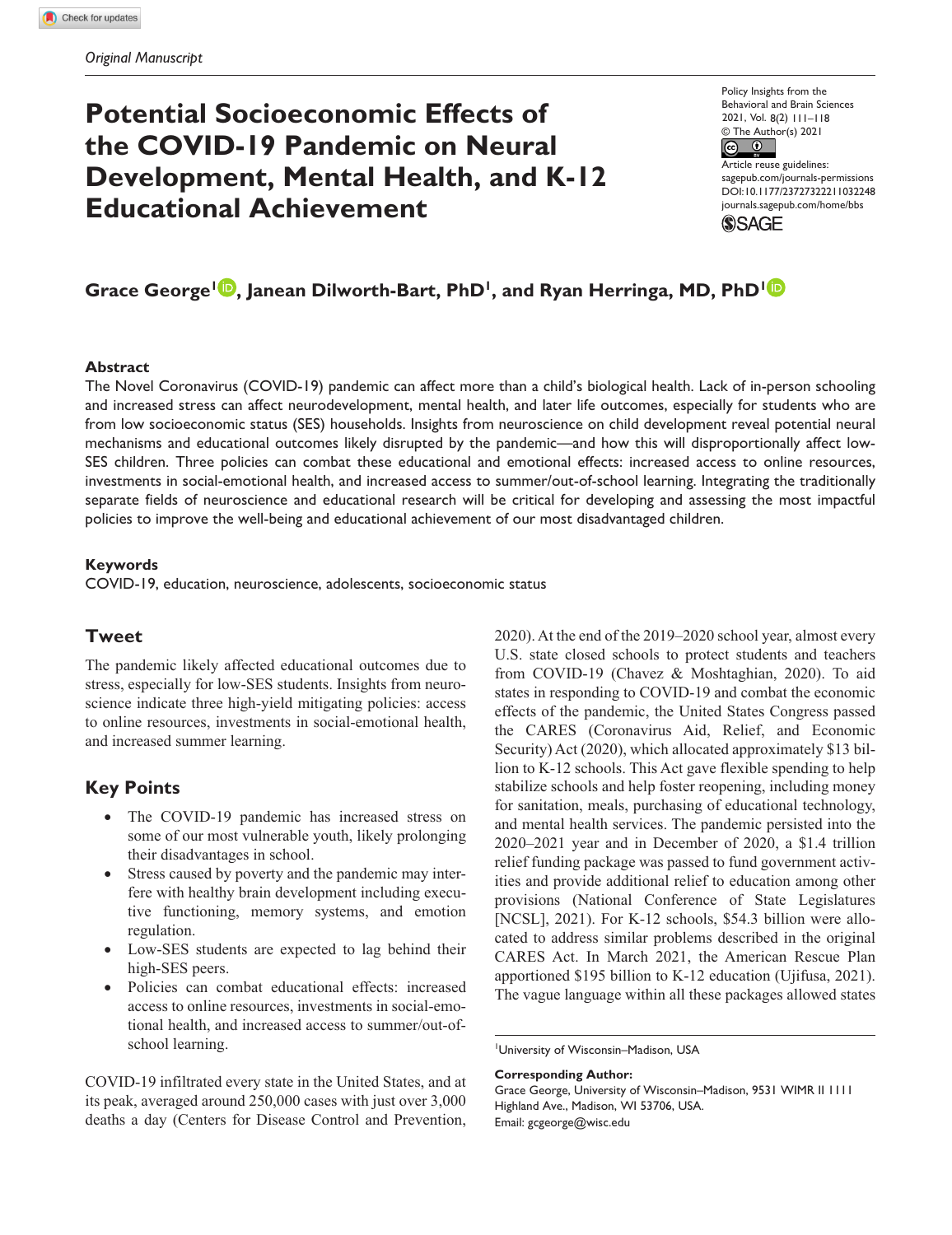*Original Manuscript*

# Potential Socioeconomic Effects of the COVID-19 Pandemic on Neural Development, Mental Health, and K-12 Educational Achievement

Policy Insights from the Behavioral and Brain Sciences
2021, Vol. 8(2) 111–118
© The Author(s) 2021
Article reuse guidelines: sagepub.com/journals-permissions
DOI:10.1177/23727322211032248
journals.sagepub.com/home/bbs

**Grace George[1], Janean Dilworth-Bart, PhD[1], and Ryan Herringa, MD, PhD[1]**

### Abstract

The Novel Coronavirus (COVID-19) pandemic can affect more than a child's biological health. Lack of in-person schooling and increased stress can affect neurodevelopment, mental health, and later life outcomes, especially for students who are from low socioeconomic status (SES) households. Insights from neuroscience on child development reveal potential neural mechanisms and educational outcomes likely disrupted by the pandemic—and how this will disproportionally affect low-SES children. Three policies can combat these educational and emotional effects: increased access to online resources, investments in social-emotional health, and increased access to summer/out-of-school learning. Integrating the traditionally separate fields of neuroscience and educational research will be critical for developing and assessing the most impactful policies to improve the well-being and educational achievement of our most disadvantaged children.

### Keywords

COVID-19, education, neuroscience, adolescents, socioeconomic status

## Tweet

The pandemic likely affected educational outcomes due to stress, especially for low-SES students. Insights from neuroscience indicate three high-yield mitigating policies: access to online resources, investments in social-emotional health, and increased summer learning.

## Key Points

- The COVID-19 pandemic has increased stress on some of our most vulnerable youth, likely prolonging their disadvantages in school.
- Stress caused by poverty and the pandemic may interfere with healthy brain development including executive functioning, memory systems, and emotion regulation.
- Low-SES students are expected to lag behind their high-SES peers.
- Policies can combat educational effects: increased access to online resources, investments in social-emotional health, and increased access to summer/out-of-school learning.

COVID-19 infiltrated every state in the United States, and at its peak, averaged around 250,000 cases with just over 3,000 deaths a day (Centers for Disease Control and Prevention, 2020). At the end of the 2019–2020 school year, almost every U.S. state closed schools to protect students and teachers from COVID-19 (Chavez & Moshtaghian, 2020). To aid states in responding to COVID-19 and combat the economic effects of the pandemic, the United States Congress passed the CARES (Coronavirus Aid, Relief, and Economic Security) Act (2020), which allocated approximately $13 billion to K-12 schools. This Act gave flexible spending to help stabilize schools and help foster reopening, including money for sanitation, meals, purchasing of educational technology, and mental health services. The pandemic persisted into the 2020–2021 year and in December of 2020, a $1.4 trillion relief funding package was passed to fund government activities and provide additional relief to education among other provisions (National Conference of State Legislatures [NCSL], 2021). For K-12 schools, $54.3 billion were allocated to address similar problems described in the original CARES Act. In March 2021, the American Rescue Plan apportioned $195 billion to K-12 education (Ujifusa, 2021). The vague language within all these packages allowed states

[1]University of Wisconsin–Madison, USA

**Corresponding Author:**
Grace George, University of Wisconsin–Madison, 9531 WIMR II 1111 Highland Ave., Madison, WI 53706, USA.
Email: gcgeorge@wisc.edu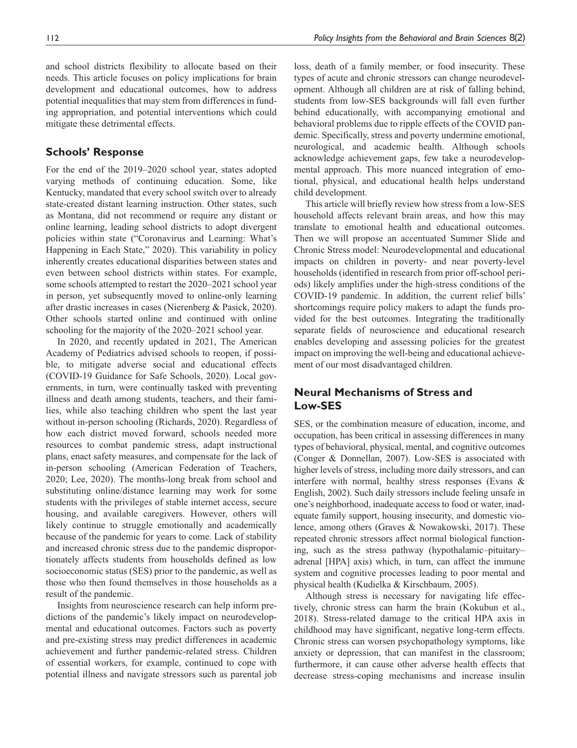and school districts flexibility to allocate based on their needs. This article focuses on policy implications for brain development and educational outcomes, how to address potential inequalities that may stem from differences in funding appropriation, and potential interventions which could mitigate these detrimental effects.

## Schools' Response

For the end of the 2019–2020 school year, states adopted varying methods of continuing education. Some, like Kentucky, mandated that every school switch over to already state-created distant learning instruction. Other states, such as Montana, did not recommend or require any distant or online learning, leading school districts to adopt divergent policies within state ("Coronavirus and Learning: What's Happening in Each State," 2020). This variability in policy inherently creates educational disparities between states and even between school districts within states. For example, some schools attempted to restart the 2020–2021 school year in person, yet subsequently moved to online-only learning after drastic increases in cases (Nierenberg & Pasick, 2020). Other schools started online and continued with online schooling for the majority of the 2020–2021 school year.

In 2020, and recently updated in 2021, The American Academy of Pediatrics advised schools to reopen, if possible, to mitigate adverse social and educational effects (COVID-19 Guidance for Safe Schools, 2020). Local governments, in turn, were continually tasked with preventing illness and death among students, teachers, and their families, while also teaching children who spent the last year without in-person schooling (Richards, 2020). Regardless of how each district moved forward, schools needed more resources to combat pandemic stress, adapt instructional plans, enact safety measures, and compensate for the lack of in-person schooling (American Federation of Teachers, 2020; Lee, 2020). The months-long break from school and substituting online/distance learning may work for some students with the privileges of stable internet access, secure housing, and available caregivers. However, others will likely continue to struggle emotionally and academically because of the pandemic for years to come. Lack of stability and increased chronic stress due to the pandemic disproportionately affects students from households defined as low socioeconomic status (SES) prior to the pandemic, as well as those who then found themselves in those households as a result of the pandemic.

Insights from neuroscience research can help inform predictions of the pandemic's likely impact on neurodevelopmental and educational outcomes. Factors such as poverty and pre-existing stress may predict differences in academic achievement and further pandemic-related stress. Children of essential workers, for example, continued to cope with potential illness and navigate stressors such as parental job loss, death of a family member, or food insecurity. These types of acute and chronic stressors can change neurodevelopment. Although all children are at risk of falling behind, students from low-SES backgrounds will fall even further behind educationally, with accompanying emotional and behavioral problems due to ripple effects of the COVID pandemic. Specifically, stress and poverty undermine emotional, neurological, and academic health. Although schools acknowledge achievement gaps, few take a neurodevelopmental approach. This more nuanced integration of emotional, physical, and educational health helps understand child development.

This article will briefly review how stress from a low-SES household affects relevant brain areas, and how this may translate to emotional health and educational outcomes. Then we will propose an accentuated Summer Slide and Chronic Stress model: Neurodevelopmental and educational impacts on children in poverty- and near poverty-level households (identified in research from prior off-school periods) likely amplifies under the high-stress conditions of the COVID-19 pandemic. In addition, the current relief bills' shortcomings require policy makers to adapt the funds provided for the best outcomes. Integrating the traditionally separate fields of neuroscience and educational research enables developing and assessing policies for the greatest impact on improving the well-being and educational achievement of our most disadvantaged children.

## Neural Mechanisms of Stress and Low-SES

SES, or the combination measure of education, income, and occupation, has been critical in assessing differences in many types of behavioral, physical, mental, and cognitive outcomes (Conger & Donnellan, 2007). Low-SES is associated with higher levels of stress, including more daily stressors, and can interfere with normal, healthy stress responses (Evans & English, 2002). Such daily stressors include feeling unsafe in one's neighborhood, inadequate access to food or water, inadequate family support, housing insecurity, and domestic violence, among others (Graves & Nowakowski, 2017). These repeated chronic stressors affect normal biological functioning, such as the stress pathway (hypothalamic–pituitary–adrenal [HPA] axis) which, in turn, can affect the immune system and cognitive processes leading to poor mental and physical health (Kudielka & Kirschbaum, 2005).

Although stress is necessary for navigating life effectively, chronic stress can harm the brain (Kokubun et al., 2018). Stress-related damage to the critical HPA axis in childhood may have significant, negative long-term effects. Chronic stress can worsen psychopathology symptoms, like anxiety or depression, that can manifest in the classroom; furthermore, it can cause other adverse health effects that decrease stress-coping mechanisms and increase insulin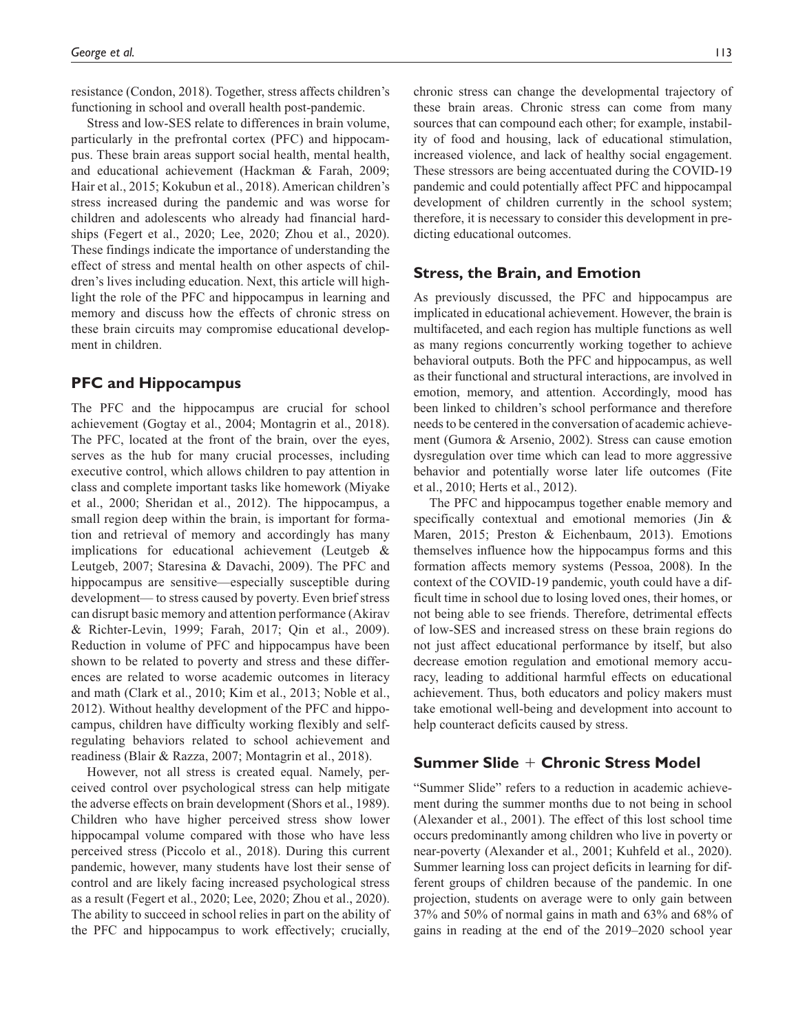resistance (Condon, 2018). Together, stress affects children's functioning in school and overall health post-pandemic.

Stress and low-SES relate to differences in brain volume, particularly in the prefrontal cortex (PFC) and hippocampus. These brain areas support social health, mental health, and educational achievement (Hackman & Farah, 2009; Hair et al., 2015; Kokubun et al., 2018). American children's stress increased during the pandemic and was worse for children and adolescents who already had financial hardships (Fegert et al., 2020; Lee, 2020; Zhou et al., 2020). These findings indicate the importance of understanding the effect of stress and mental health on other aspects of children's lives including education. Next, this article will highlight the role of the PFC and hippocampus in learning and memory and discuss how the effects of chronic stress on these brain circuits may compromise educational development in children.

## PFC and Hippocampus

The PFC and the hippocampus are crucial for school achievement (Gogtay et al., 2004; Montagrin et al., 2018). The PFC, located at the front of the brain, over the eyes, serves as the hub for many crucial processes, including executive control, which allows children to pay attention in class and complete important tasks like homework (Miyake et al., 2000; Sheridan et al., 2012). The hippocampus, a small region deep within the brain, is important for formation and retrieval of memory and accordingly has many implications for educational achievement (Leutgeb & Leutgeb, 2007; Staresina & Davachi, 2009). The PFC and hippocampus are sensitive—especially susceptible during development— to stress caused by poverty. Even brief stress can disrupt basic memory and attention performance (Akirav & Richter-Levin, 1999; Farah, 2017; Qin et al., 2009). Reduction in volume of PFC and hippocampus have been shown to be related to poverty and stress and these differences are related to worse academic outcomes in literacy and math (Clark et al., 2010; Kim et al., 2013; Noble et al., 2012). Without healthy development of the PFC and hippocampus, children have difficulty working flexibly and self-regulating behaviors related to school achievement and readiness (Blair & Razza, 2007; Montagrin et al., 2018).

However, not all stress is created equal. Namely, perceived control over psychological stress can help mitigate the adverse effects on brain development (Shors et al., 1989). Children who have higher perceived stress show lower hippocampal volume compared with those who have less perceived stress (Piccolo et al., 2018). During this current pandemic, however, many students have lost their sense of control and are likely facing increased psychological stress as a result (Fegert et al., 2020; Lee, 2020; Zhou et al., 2020). The ability to succeed in school relies in part on the ability of the PFC and hippocampus to work effectively; crucially, chronic stress can change the developmental trajectory of these brain areas. Chronic stress can come from many sources that can compound each other; for example, instability of food and housing, lack of educational stimulation, increased violence, and lack of healthy social engagement. These stressors are being accentuated during the COVID-19 pandemic and could potentially affect PFC and hippocampal development of children currently in the school system; therefore, it is necessary to consider this development in predicting educational outcomes.

## Stress, the Brain, and Emotion

As previously discussed, the PFC and hippocampus are implicated in educational achievement. However, the brain is multifaceted, and each region has multiple functions as well as many regions concurrently working together to achieve behavioral outputs. Both the PFC and hippocampus, as well as their functional and structural interactions, are involved in emotion, memory, and attention. Accordingly, mood has been linked to children's school performance and therefore needs to be centered in the conversation of academic achievement (Gumora & Arsenio, 2002). Stress can cause emotion dysregulation over time which can lead to more aggressive behavior and potentially worse later life outcomes (Fite et al., 2010; Herts et al., 2012).

The PFC and hippocampus together enable memory and specifically contextual and emotional memories (Jin & Maren, 2015; Preston & Eichenbaum, 2013). Emotions themselves influence how the hippocampus forms and this formation affects memory systems (Pessoa, 2008). In the context of the COVID-19 pandemic, youth could have a difficult time in school due to losing loved ones, their homes, or not being able to see friends. Therefore, detrimental effects of low-SES and increased stress on these brain regions do not just affect educational performance by itself, but also decrease emotion regulation and emotional memory accuracy, leading to additional harmful effects on educational achievement. Thus, both educators and policy makers must take emotional well-being and development into account to help counteract deficits caused by stress.

## Summer Slide + Chronic Stress Model

"Summer Slide" refers to a reduction in academic achievement during the summer months due to not being in school (Alexander et al., 2001). The effect of this lost school time occurs predominantly among children who live in poverty or near-poverty (Alexander et al., 2001; Kuhfeld et al., 2020). Summer learning loss can project deficits in learning for different groups of children because of the pandemic. In one projection, students on average were to only gain between 37% and 50% of normal gains in math and 63% and 68% of gains in reading at the end of the 2019–2020 school year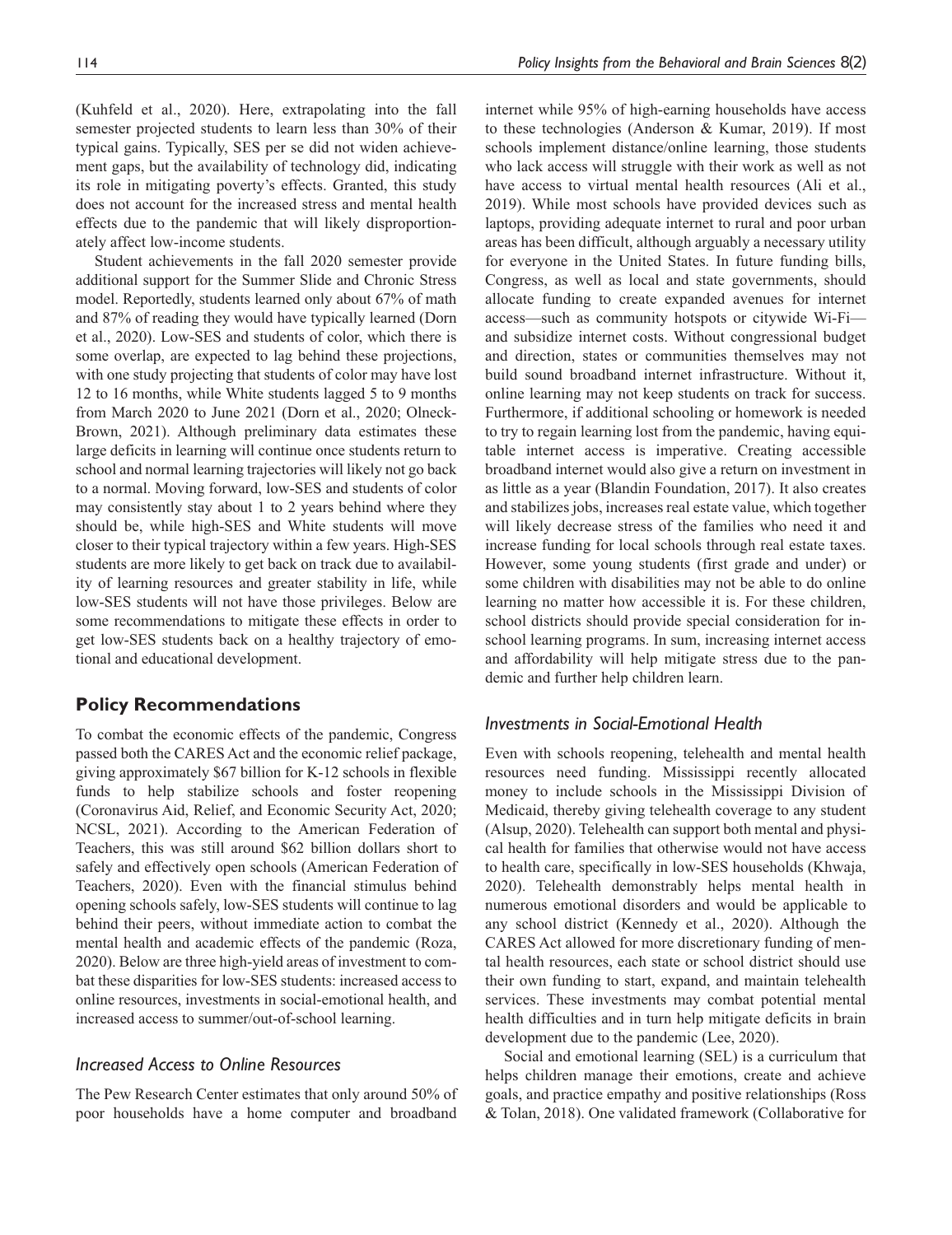(Kuhfeld et al., 2020). Here, extrapolating into the fall semester projected students to learn less than 30% of their typical gains. Typically, SES per se did not widen achievement gaps, but the availability of technology did, indicating its role in mitigating poverty's effects. Granted, this study does not account for the increased stress and mental health effects due to the pandemic that will likely disproportionately affect low-income students.

Student achievements in the fall 2020 semester provide additional support for the Summer Slide and Chronic Stress model. Reportedly, students learned only about 67% of math and 87% of reading they would have typically learned (Dorn et al., 2020). Low-SES and students of color, which there is some overlap, are expected to lag behind these projections, with one study projecting that students of color may have lost 12 to 16 months, while White students lagged 5 to 9 months from March 2020 to June 2021 (Dorn et al., 2020; Olneck-Brown, 2021). Although preliminary data estimates these large deficits in learning will continue once students return to school and normal learning trajectories will likely not go back to a normal. Moving forward, low-SES and students of color may consistently stay about 1 to 2 years behind where they should be, while high-SES and White students will move closer to their typical trajectory within a few years. High-SES students are more likely to get back on track due to availability of learning resources and greater stability in life, while low-SES students will not have those privileges. Below are some recommendations to mitigate these effects in order to get low-SES students back on a healthy trajectory of emotional and educational development.

## Policy Recommendations

To combat the economic effects of the pandemic, Congress passed both the CARES Act and the economic relief package, giving approximately $67 billion for K-12 schools in flexible funds to help stabilize schools and foster reopening (Coronavirus Aid, Relief, and Economic Security Act, 2020; NCSL, 2021). According to the American Federation of Teachers, this was still around $62 billion dollars short to safely and effectively open schools (American Federation of Teachers, 2020). Even with the financial stimulus behind opening schools safely, low-SES students will continue to lag behind their peers, without immediate action to combat the mental health and academic effects of the pandemic (Roza, 2020). Below are three high-yield areas of investment to combat these disparities for low-SES students: increased access to online resources, investments in social-emotional health, and increased access to summer/out-of-school learning.

### *Increased Access to Online Resources*

The Pew Research Center estimates that only around 50% of poor households have a home computer and broadband internet while 95% of high-earning households have access to these technologies (Anderson & Kumar, 2019). If most schools implement distance/online learning, those students who lack access will struggle with their work as well as not have access to virtual mental health resources (Ali et al., 2019). While most schools have provided devices such as laptops, providing adequate internet to rural and poor urban areas has been difficult, although arguably a necessary utility for everyone in the United States. In future funding bills, Congress, as well as local and state governments, should allocate funding to create expanded avenues for internet access—such as community hotspots or citywide Wi-Fi—and subsidize internet costs. Without congressional budget and direction, states or communities themselves may not build sound broadband internet infrastructure. Without it, online learning may not keep students on track for success. Furthermore, if additional schooling or homework is needed to try to regain learning lost from the pandemic, having equitable internet access is imperative. Creating accessible broadband internet would also give a return on investment in as little as a year (Blandin Foundation, 2017). It also creates and stabilizes jobs, increases real estate value, which together will likely decrease stress of the families who need it and increase funding for local schools through real estate taxes. However, some young students (first grade and under) or some children with disabilities may not be able to do online learning no matter how accessible it is. For these children, school districts should provide special consideration for in-school learning programs. In sum, increasing internet access and affordability will help mitigate stress due to the pandemic and further help children learn.

### *Investments in Social-Emotional Health*

Even with schools reopening, telehealth and mental health resources need funding. Mississippi recently allocated money to include schools in the Mississippi Division of Medicaid, thereby giving telehealth coverage to any student (Alsup, 2020). Telehealth can support both mental and physical health for families that otherwise would not have access to health care, specifically in low-SES households (Khwaja, 2020). Telehealth demonstrably helps mental health in numerous emotional disorders and would be applicable to any school district (Kennedy et al., 2020). Although the CARES Act allowed for more discretionary funding of mental health resources, each state or school district should use their own funding to start, expand, and maintain telehealth services. These investments may combat potential mental health difficulties and in turn help mitigate deficits in brain development due to the pandemic (Lee, 2020).

Social and emotional learning (SEL) is a curriculum that helps children manage their emotions, create and achieve goals, and practice empathy and positive relationships (Ross & Tolan, 2018). One validated framework (Collaborative for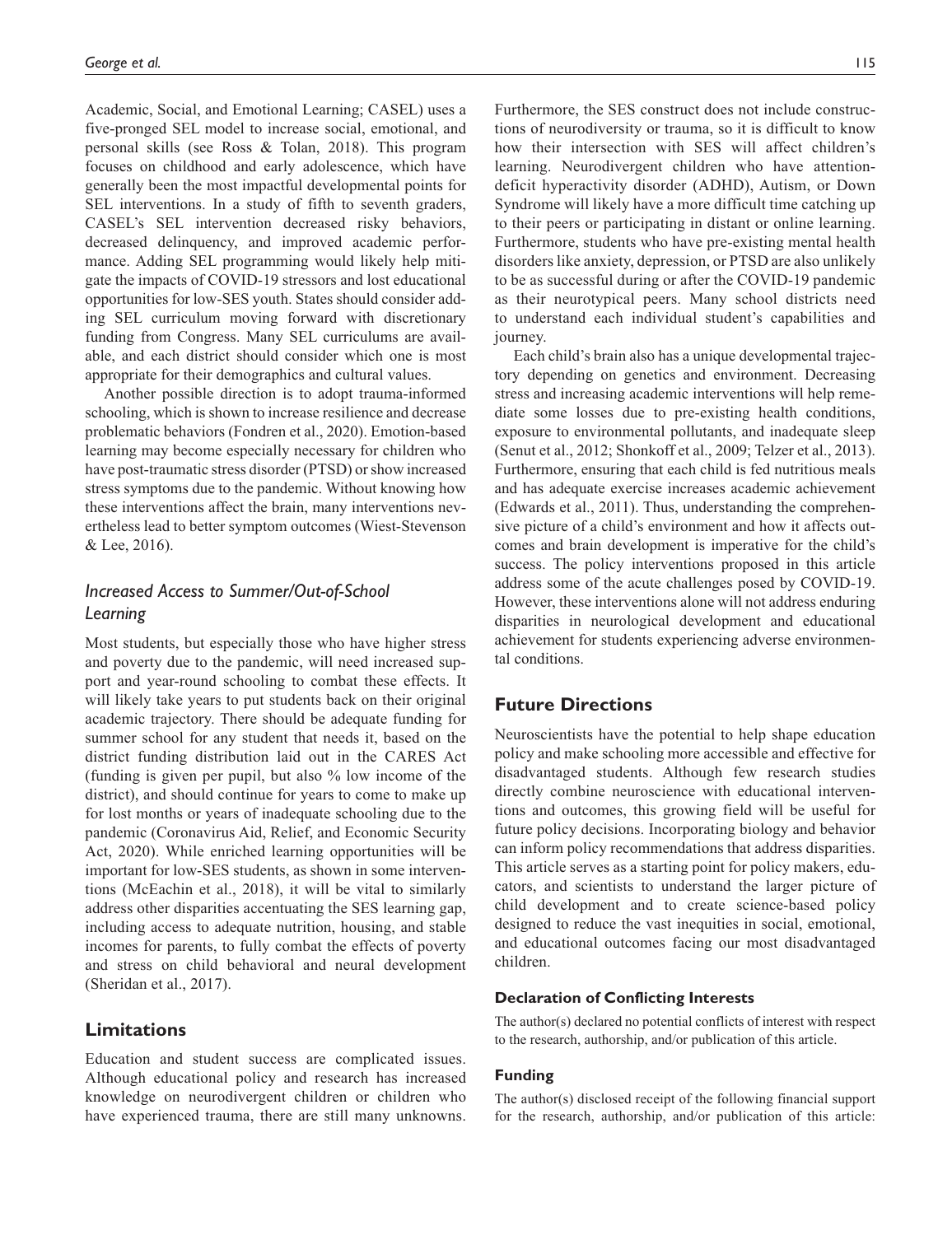Academic, Social, and Emotional Learning; CASEL) uses a five-pronged SEL model to increase social, emotional, and personal skills (see Ross & Tolan, 2018). This program focuses on childhood and early adolescence, which have generally been the most impactful developmental points for SEL interventions. In a study of fifth to seventh graders, CASEL's SEL intervention decreased risky behaviors, decreased delinquency, and improved academic performance. Adding SEL programming would likely help mitigate the impacts of COVID-19 stressors and lost educational opportunities for low-SES youth. States should consider adding SEL curriculum moving forward with discretionary funding from Congress. Many SEL curriculums are available, and each district should consider which one is most appropriate for their demographics and cultural values.

Another possible direction is to adopt trauma-informed schooling, which is shown to increase resilience and decrease problematic behaviors (Fondren et al., 2020). Emotion-based learning may become especially necessary for children who have post-traumatic stress disorder (PTSD) or show increased stress symptoms due to the pandemic. Without knowing how these interventions affect the brain, many interventions nevertheless lead to better symptom outcomes (Wiest-Stevenson & Lee, 2016).

### *Increased Access to Summer/Out-of-School Learning*

Most students, but especially those who have higher stress and poverty due to the pandemic, will need increased support and year-round schooling to combat these effects. It will likely take years to put students back on their original academic trajectory. There should be adequate funding for summer school for any student that needs it, based on the district funding distribution laid out in the CARES Act (funding is given per pupil, but also % low income of the district), and should continue for years to come to make up for lost months or years of inadequate schooling due to the pandemic (Coronavirus Aid, Relief, and Economic Security Act, 2020). While enriched learning opportunities will be important for low-SES students, as shown in some interventions (McEachin et al., 2018), it will be vital to similarly address other disparities accentuating the SES learning gap, including access to adequate nutrition, housing, and stable incomes for parents, to fully combat the effects of poverty and stress on child behavioral and neural development (Sheridan et al., 2017).

## Limitations

Education and student success are complicated issues. Although educational policy and research has increased knowledge on neurodivergent children or children who have experienced trauma, there are still many unknowns. Furthermore, the SES construct does not include constructions of neurodiversity or trauma, so it is difficult to know how their intersection with SES will affect children's learning. Neurodivergent children who have attention-deficit hyperactivity disorder (ADHD), Autism, or Down Syndrome will likely have a more difficult time catching up to their peers or participating in distant or online learning. Furthermore, students who have pre-existing mental health disorders like anxiety, depression, or PTSD are also unlikely to be as successful during or after the COVID-19 pandemic as their neurotypical peers. Many school districts need to understand each individual student's capabilities and journey.

Each child's brain also has a unique developmental trajectory depending on genetics and environment. Decreasing stress and increasing academic interventions will help remediate some losses due to pre-existing health conditions, exposure to environmental pollutants, and inadequate sleep (Senut et al., 2012; Shonkoff et al., 2009; Telzer et al., 2013). Furthermore, ensuring that each child is fed nutritious meals and has adequate exercise increases academic achievement (Edwards et al., 2011). Thus, understanding the comprehensive picture of a child's environment and how it affects outcomes and brain development is imperative for the child's success. The policy interventions proposed in this article address some of the acute challenges posed by COVID-19. However, these interventions alone will not address enduring disparities in neurological development and educational achievement for students experiencing adverse environmental conditions.

## Future Directions

Neuroscientists have the potential to help shape education policy and make schooling more accessible and effective for disadvantaged students. Although few research studies directly combine neuroscience with educational interventions and outcomes, this growing field will be useful for future policy decisions. Incorporating biology and behavior can inform policy recommendations that address disparities. This article serves as a starting point for policy makers, educators, and scientists to understand the larger picture of child development and to create science-based policy designed to reduce the vast inequities in social, emotional, and educational outcomes facing our most disadvantaged children.

#### Declaration of Conflicting Interests

The author(s) declared no potential conflicts of interest with respect to the research, authorship, and/or publication of this article.

#### Funding

The author(s) disclosed receipt of the following financial support for the research, authorship, and/or publication of this article: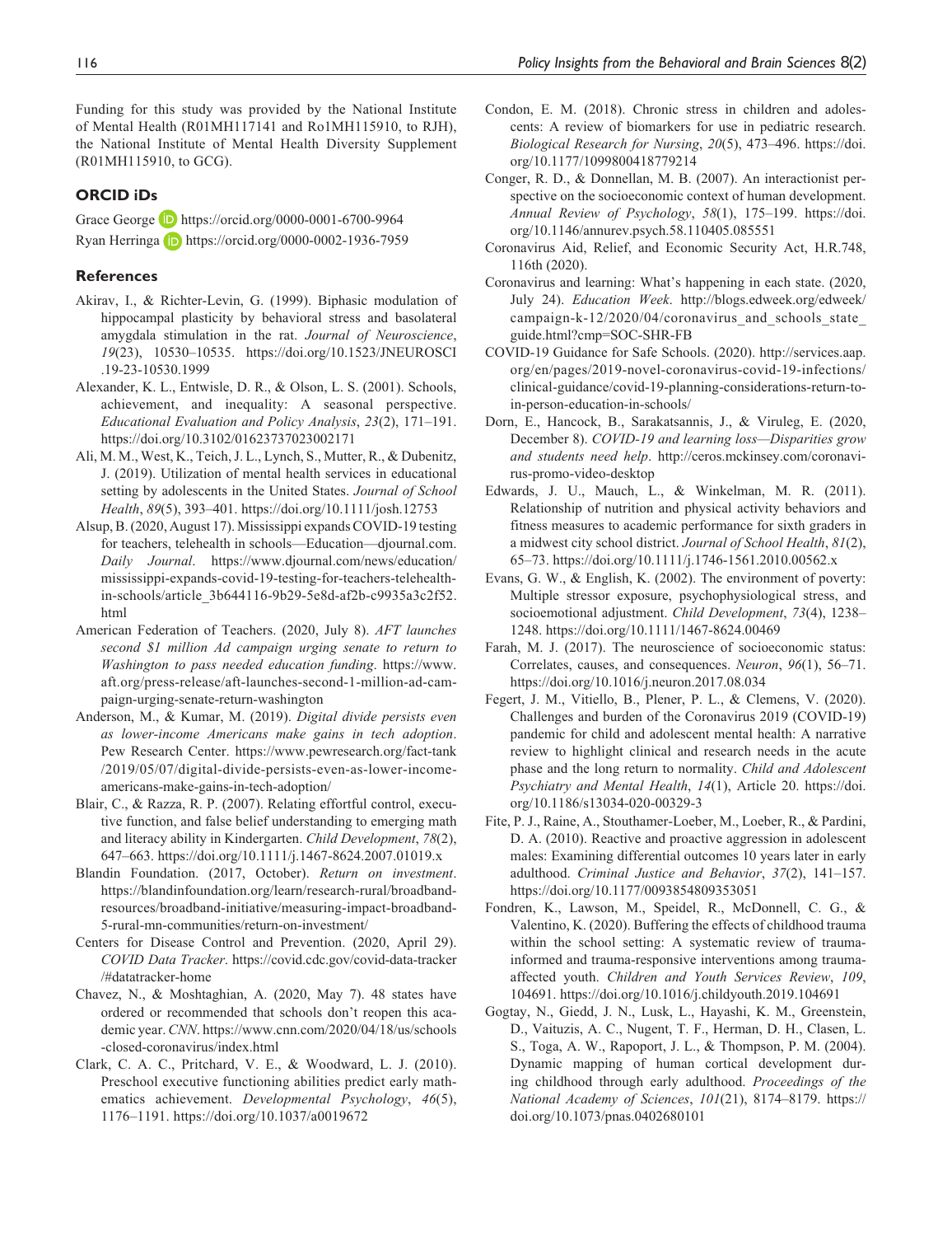Funding for this study was provided by the National Institute of Mental Health (R01MH117141 and Ro1MH115910, to RJH), the National Institute of Mental Health Diversity Supplement (R01MH115910, to GCG).

## ORCID iDs

Grace George https://orcid.org/0000-0001-6700-9964
Ryan Herringa https://orcid.org/0000-0002-1936-7959

## References

Akirav, I., & Richter-Levin, G. (1999). Biphasic modulation of hippocampal plasticity by behavioral stress and basolateral amygdala stimulation in the rat. *Journal of Neuroscience*, *19*(23), 10530–10535. https://doi.org/10.1523/JNEUROSCI.19-23-10530.1999

Alexander, K. L., Entwisle, D. R., & Olson, L. S. (2001). Schools, achievement, and inequality: A seasonal perspective. *Educational Evaluation and Policy Analysis*, *23*(2), 171–191. https://doi.org/10.3102/01623737023002171

Ali, M. M., West, K., Teich, J. L., Lynch, S., Mutter, R., & Dubenitz, J. (2019). Utilization of mental health services in educational setting by adolescents in the United States. *Journal of School Health*, *89*(5), 393–401. https://doi.org/10.1111/josh.12753

Alsup, B. (2020, August 17). Mississippi expands COVID-19 testing for teachers, telehealth in schools—Education—djournal.com. *Daily Journal*. https://www.djournal.com/news/education/mississippi-expands-covid-19-testing-for-teachers-telehealth-in-schools/article_3b644116-9b29-5e8d-af2b-c9935a3c2f52.html

American Federation of Teachers. (2020, July 8). *AFT launches second $1 million Ad campaign urging senate to return to Washington to pass needed education funding*. https://www.aft.org/press-release/aft-launches-second-1-million-ad-campaign-urging-senate-return-washington

Anderson, M., & Kumar, M. (2019). *Digital divide persists even as lower-income Americans make gains in tech adoption*. Pew Research Center. https://www.pewresearch.org/fact-tank/2019/05/07/digital-divide-persists-even-as-lower-income-americans-make-gains-in-tech-adoption/

Blair, C., & Razza, R. P. (2007). Relating effortful control, executive function, and false belief understanding to emerging math and literacy ability in Kindergarten. *Child Development*, *78*(2), 647–663. https://doi.org/10.1111/j.1467-8624.2007.01019.x

Blandin Foundation. (2017, October). *Return on investment*. https://blandinfoundation.org/learn/research-rural/broadband-resources/broadband-initiative/measuring-impact-broadband-5-rural-mn-communities/return-on-investment/

Centers for Disease Control and Prevention. (2020, April 29). *COVID Data Tracker*. https://covid.cdc.gov/covid-data-tracker/#datatracker-home

Chavez, N., & Moshtaghian, A. (2020, May 7). 48 states have ordered or recommended that schools don't reopen this academic year. *CNN*. https://www.cnn.com/2020/04/18/us/schools-closed-coronavirus/index.html

Clark, C. A. C., Pritchard, V. E., & Woodward, L. J. (2010). Preschool executive functioning abilities predict early mathematics achievement. *Developmental Psychology*, *46*(5), 1176–1191. https://doi.org/10.1037/a0019672

Condon, E. M. (2018). Chronic stress in children and adolescents: A review of biomarkers for use in pediatric research. *Biological Research for Nursing*, *20*(5), 473–496. https://doi.org/10.1177/1099800418779214

Conger, R. D., & Donnellan, M. B. (2007). An interactionist perspective on the socioeconomic context of human development. *Annual Review of Psychology*, *58*(1), 175–199. https://doi.org/10.1146/annurev.psych.58.110405.085551

Coronavirus Aid, Relief, and Economic Security Act, H.R.748, 116th (2020).

Coronavirus and learning: What's happening in each state. (2020, July 24). *Education Week*. http://blogs.edweek.org/edweek/campaign-k-12/2020/04/coronavirus_and_schools_state_guide.html?cmp=SOC-SHR-FB

COVID-19 Guidance for Safe Schools. (2020). http://services.aap.org/en/pages/2019-novel-coronavirus-covid-19-infections/clinical-guidance/covid-19-planning-considerations-return-to-in-person-education-in-schools/

Dorn, E., Hancock, B., Sarakatsannis, J., & Viruleg, E. (2020, December 8). *COVID-19 and learning loss—Disparities grow and students need help*. http://ceros.mckinsey.com/coronavirus-promo-video-desktop

Edwards, J. U., Mauch, L., & Winkelman, M. R. (2011). Relationship of nutrition and physical activity behaviors and fitness measures to academic performance for sixth graders in a midwest city school district. *Journal of School Health*, *81*(2), 65–73. https://doi.org/10.1111/j.1746-1561.2010.00562.x

Evans, G. W., & English, K. (2002). The environment of poverty: Multiple stressor exposure, psychophysiological stress, and socioemotional adjustment. *Child Development*, *73*(4), 1238–1248. https://doi.org/10.1111/1467-8624.00469

Farah, M. J. (2017). The neuroscience of socioeconomic status: Correlates, causes, and consequences. *Neuron*, *96*(1), 56–71. https://doi.org/10.1016/j.neuron.2017.08.034

Fegert, J. M., Vitiello, B., Plener, P. L., & Clemens, V. (2020). Challenges and burden of the Coronavirus 2019 (COVID-19) pandemic for child and adolescent mental health: A narrative review to highlight clinical and research needs in the acute phase and the long return to normality. *Child and Adolescent Psychiatry and Mental Health*, *14*(1), Article 20. https://doi.org/10.1186/s13034-020-00329-3

Fite, P. J., Raine, A., Stouthamer-Loeber, M., Loeber, R., & Pardini, D. A. (2010). Reactive and proactive aggression in adolescent males: Examining differential outcomes 10 years later in early adulthood. *Criminal Justice and Behavior*, *37*(2), 141–157. https://doi.org/10.1177/0093854809353051

Fondren, K., Lawson, M., Speidel, R., McDonnell, C. G., & Valentino, K. (2020). Buffering the effects of childhood trauma within the school setting: A systematic review of trauma-informed and trauma-responsive interventions among trauma-affected youth. *Children and Youth Services Review*, *109*, 104691. https://doi.org/10.1016/j.childyouth.2019.104691

Gogtay, N., Giedd, J. N., Lusk, L., Hayashi, K. M., Greenstein, D., Vaituzis, A. C., Nugent, T. F., Herman, D. H., Clasen, L. S., Toga, A. W., Rapoport, J. L., & Thompson, P. M. (2004). Dynamic mapping of human cortical development during childhood through early adulthood. *Proceedings of the National Academy of Sciences*, *101*(21), 8174–8179. https://doi.org/10.1073/pnas.0402680101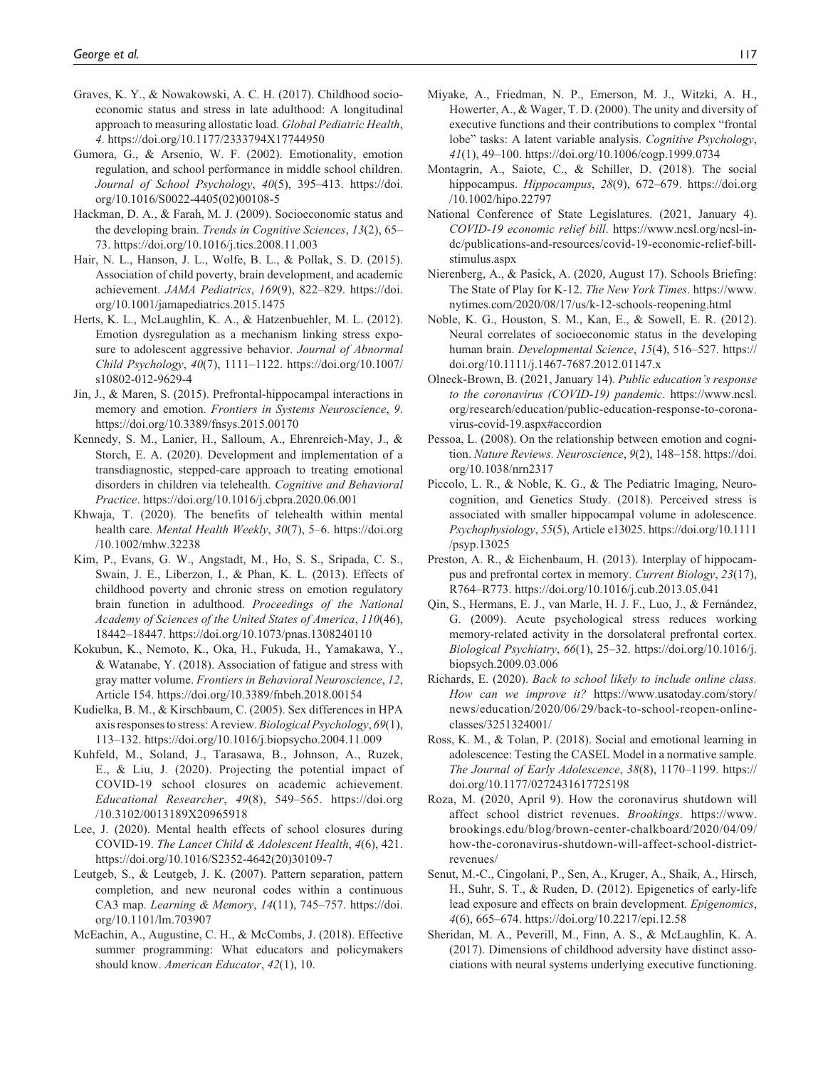Graves, K. Y., & Nowakowski, A. C. H. (2017). Childhood socioeconomic status and stress in late adulthood: A longitudinal approach to measuring allostatic load. *Global Pediatric Health*, *4*. https://doi.org/10.1177/2333794X17744950

Gumora, G., & Arsenio, W. F. (2002). Emotionality, emotion regulation, and school performance in middle school children. *Journal of School Psychology*, *40*(5), 395–413. https://doi.org/10.1016/S0022-4405(02)00108-5

Hackman, D. A., & Farah, M. J. (2009). Socioeconomic status and the developing brain. *Trends in Cognitive Sciences*, *13*(2), 65–73. https://doi.org/10.1016/j.tics.2008.11.003

Hair, N. L., Hanson, J. L., Wolfe, B. L., & Pollak, S. D. (2015). Association of child poverty, brain development, and academic achievement. *JAMA Pediatrics*, *169*(9), 822–829. https://doi.org/10.1001/jamapediatrics.2015.1475

Herts, K. L., McLaughlin, K. A., & Hatzenbuehler, M. L. (2012). Emotion dysregulation as a mechanism linking stress exposure to adolescent aggressive behavior. *Journal of Abnormal Child Psychology*, *40*(7), 1111–1122. https://doi.org/10.1007/s10802-012-9629-4

Jin, J., & Maren, S. (2015). Prefrontal-hippocampal interactions in memory and emotion. *Frontiers in Systems Neuroscience*, *9*. https://doi.org/10.3389/fnsys.2015.00170

Kennedy, S. M., Lanier, H., Salloum, A., Ehrenreich-May, J., & Storch, E. A. (2020). Development and implementation of a transdiagnostic, stepped-care approach to treating emotional disorders in children via telehealth. *Cognitive and Behavioral Practice*. https://doi.org/10.1016/j.cbpra.2020.06.001

Khwaja, T. (2020). The benefits of telehealth within mental health care. *Mental Health Weekly*, *30*(7), 5–6. https://doi.org/10.1002/mhw.32238

Kim, P., Evans, G. W., Angstadt, M., Ho, S. S., Sripada, C. S., Swain, J. E., Liberzon, I., & Phan, K. L. (2013). Effects of childhood poverty and chronic stress on emotion regulatory brain function in adulthood. *Proceedings of the National Academy of Sciences of the United States of America*, *110*(46), 18442–18447. https://doi.org/10.1073/pnas.1308240110

Kokubun, K., Nemoto, K., Oka, H., Fukuda, H., Yamakawa, Y., & Watanabe, Y. (2018). Association of fatigue and stress with gray matter volume. *Frontiers in Behavioral Neuroscience*, *12*, Article 154. https://doi.org/10.3389/fnbeh.2018.00154

Kudielka, B. M., & Kirschbaum, C. (2005). Sex differences in HPA axis responses to stress: A review. *Biological Psychology*, *69*(1), 113–132. https://doi.org/10.1016/j.biopsycho.2004.11.009

Kuhfeld, M., Soland, J., Tarasawa, B., Johnson, A., Ruzek, E., & Liu, J. (2020). Projecting the potential impact of COVID-19 school closures on academic achievement. *Educational Researcher*, *49*(8), 549–565. https://doi.org/10.3102/0013189X20965918

Lee, J. (2020). Mental health effects of school closures during COVID-19. *The Lancet Child & Adolescent Health*, *4*(6), 421. https://doi.org/10.1016/S2352-4642(20)30109-7

Leutgeb, S., & Leutgeb, J. K. (2007). Pattern separation, pattern completion, and new neuronal codes within a continuous CA3 map. *Learning & Memory*, *14*(11), 745–757. https://doi.org/10.1101/lm.703907

McEachin, A., Augustine, C. H., & McCombs, J. (2018). Effective summer programming: What educators and policymakers should know. *American Educator*, *42*(1), 10.

Miyake, A., Friedman, N. P., Emerson, M. J., Witzki, A. H., Howerter, A., & Wager, T. D. (2000). The unity and diversity of executive functions and their contributions to complex "frontal lobe" tasks: A latent variable analysis. *Cognitive Psychology*, *41*(1), 49–100. https://doi.org/10.1006/cogp.1999.0734

Montagrin, A., Saiote, C., & Schiller, D. (2018). The social hippocampus. *Hippocampus*, *28*(9), 672–679. https://doi.org/10.1002/hipo.22797

National Conference of State Legislatures. (2021, January 4). *COVID-19 economic relief bill*. https://www.ncsl.org/ncsl-in-dc/publications-and-resources/covid-19-economic-relief-bill-stimulus.aspx

Nierenberg, A., & Pasick, A. (2020, August 17). Schools Briefing: The State of Play for K-12. *The New York Times*. https://www.nytimes.com/2020/08/17/us/k-12-schools-reopening.html

Noble, K. G., Houston, S. M., Kan, E., & Sowell, E. R. (2012). Neural correlates of socioeconomic status in the developing human brain. *Developmental Science*, *15*(4), 516–527. https://doi.org/10.1111/j.1467-7687.2012.01147.x

Olneck-Brown, B. (2021, January 14). *Public education's response to the coronavirus (COVID-19) pandemic*. https://www.ncsl.org/research/education/public-education-response-to-coronavirus-covid-19.aspx#accordion

Pessoa, L. (2008). On the relationship between emotion and cognition. *Nature Reviews. Neuroscience*, *9*(2), 148–158. https://doi.org/10.1038/nrn2317

Piccolo, L. R., & Noble, K. G., & The Pediatric Imaging, Neurocognition, and Genetics Study. (2018). Perceived stress is associated with smaller hippocampal volume in adolescence. *Psychophysiology*, *55*(5), Article e13025. https://doi.org/10.1111/psyp.13025

Preston, A. R., & Eichenbaum, H. (2013). Interplay of hippocampus and prefrontal cortex in memory. *Current Biology*, *23*(17), R764–R773. https://doi.org/10.1016/j.cub.2013.05.041

Qin, S., Hermans, E. J., van Marle, H. J. F., Luo, J., & Fernández, G. (2009). Acute psychological stress reduces working memory-related activity in the dorsolateral prefrontal cortex. *Biological Psychiatry*, *66*(1), 25–32. https://doi.org/10.1016/j.biopsych.2009.03.006

Richards, E. (2020). *Back to school likely to include online class. How can we improve it?* https://www.usatoday.com/story/news/education/2020/06/29/back-to-school-reopen-online-classes/3251324001/

Ross, K. M., & Tolan, P. (2018). Social and emotional learning in adolescence: Testing the CASEL Model in a normative sample. *The Journal of Early Adolescence*, *38*(8), 1170–1199. https://doi.org/10.1177/0272431617725198

Roza, M. (2020, April 9). How the coronavirus shutdown will affect school district revenues. *Brookings*. https://www.brookings.edu/blog/brown-center-chalkboard/2020/04/09/how-the-coronavirus-shutdown-will-affect-school-district-revenues/

Senut, M.-C., Cingolani, P., Sen, A., Kruger, A., Shaik, A., Hirsch, H., Suhr, S. T., & Ruden, D. (2012). Epigenetics of early-life lead exposure and effects on brain development. *Epigenomics*, *4*(6), 665–674. https://doi.org/10.2217/epi.12.58

Sheridan, M. A., Peverill, M., Finn, A. S., & McLaughlin, K. A. (2017). Dimensions of childhood adversity have distinct associations with neural systems underlying executive functioning.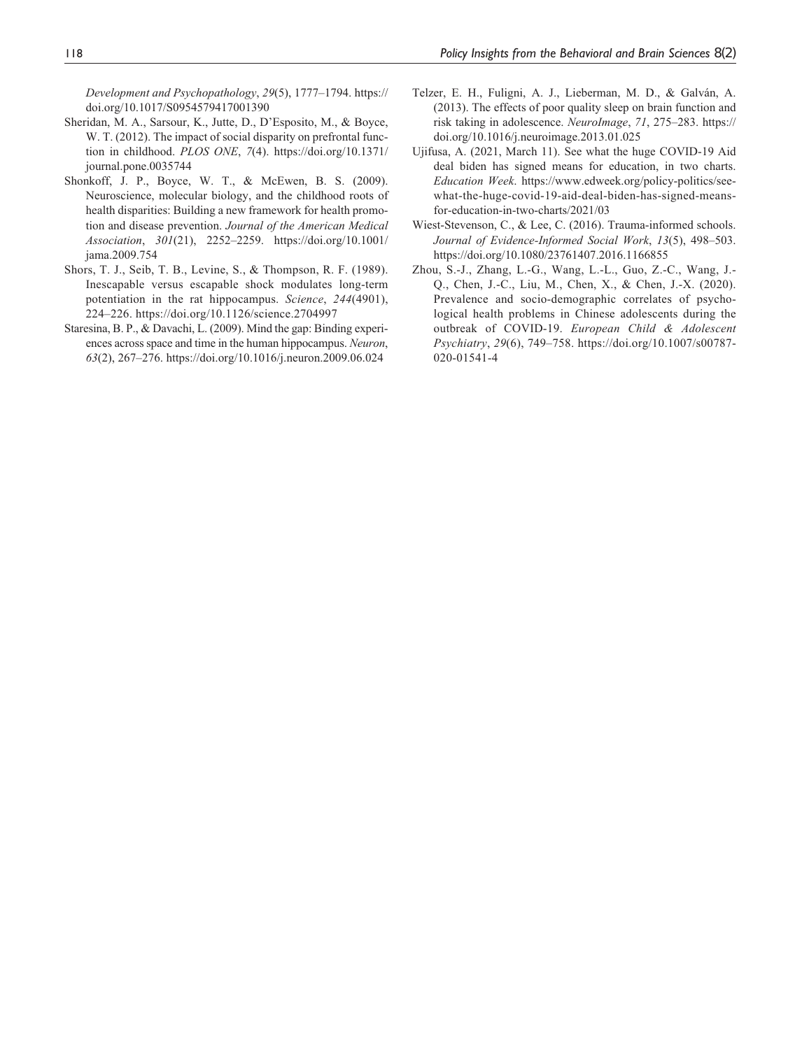*Development and Psychopathology*, *29*(5), 1777–1794. https://doi.org/10.1017/S0954579417001390

Sheridan, M. A., Sarsour, K., Jutte, D., D'Esposito, M., & Boyce, W. T. (2012). The impact of social disparity on prefrontal function in childhood. *PLOS ONE*, *7*(4). https://doi.org/10.1371/journal.pone.0035744

Shonkoff, J. P., Boyce, W. T., & McEwen, B. S. (2009). Neuroscience, molecular biology, and the childhood roots of health disparities: Building a new framework for health promotion and disease prevention. *Journal of the American Medical Association*, *301*(21), 2252–2259. https://doi.org/10.1001/jama.2009.754

Shors, T. J., Seib, T. B., Levine, S., & Thompson, R. F. (1989). Inescapable versus escapable shock modulates long-term potentiation in the rat hippocampus. *Science*, *244*(4901), 224–226. https://doi.org/10.1126/science.2704997

Staresina, B. P., & Davachi, L. (2009). Mind the gap: Binding experiences across space and time in the human hippocampus. *Neuron*, *63*(2), 267–276. https://doi.org/10.1016/j.neuron.2009.06.024

Telzer, E. H., Fuligni, A. J., Lieberman, M. D., & Galván, A. (2013). The effects of poor quality sleep on brain function and risk taking in adolescence. *NeuroImage*, *71*, 275–283. https://doi.org/10.1016/j.neuroimage.2013.01.025

Ujifusa, A. (2021, March 11). See what the huge COVID-19 Aid deal biden has signed means for education, in two charts. *Education Week*. https://www.edweek.org/policy-politics/see-what-the-huge-covid-19-aid-deal-biden-has-signed-means-for-education-in-two-charts/2021/03

Wiest-Stevenson, C., & Lee, C. (2016). Trauma-informed schools. *Journal of Evidence-Informed Social Work*, *13*(5), 498–503. https://doi.org/10.1080/23761407.2016.1166855

Zhou, S.-J., Zhang, L.-G., Wang, L.-L., Guo, Z.-C., Wang, J.-Q., Chen, J.-C., Liu, M., Chen, X., & Chen, J.-X. (2020). Prevalence and socio-demographic correlates of psychological health problems in Chinese adolescents during the outbreak of COVID-19. *European Child & Adolescent Psychiatry*, *29*(6), 749–758. https://doi.org/10.1007/s00787-020-01541-4